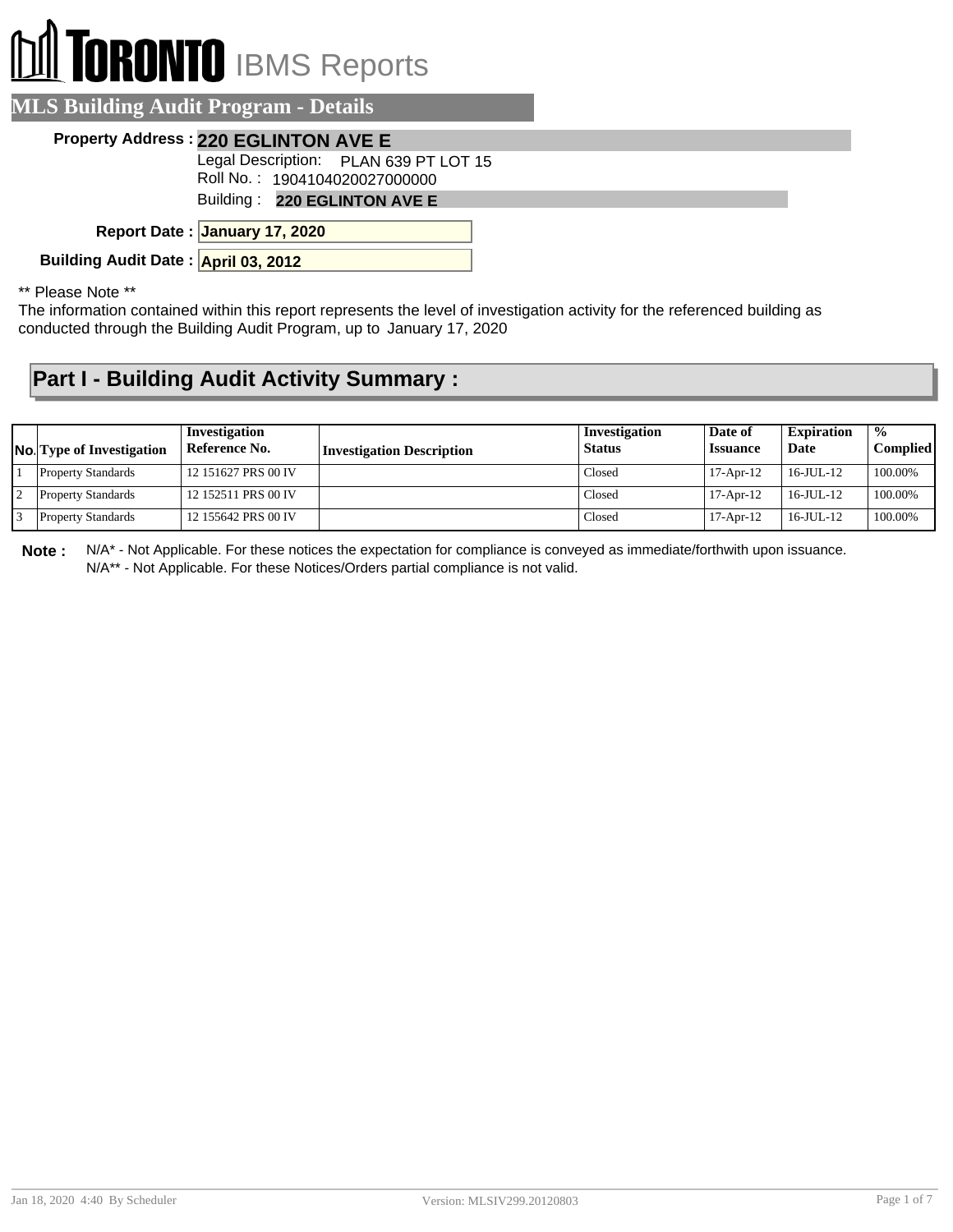# TORONTO IBMS Reports

## MLS Building Audit Program - Details

**Property Address :** **220 EGLINTON AVE E**

Legal Description: PLAN 639 PT LOT 15

Roll No. : 1904104020027000000

Building : **220 EGLINTON AVE E**

**Report Date :** **January 17, 2020**

**Building Audit Date :** **April 03, 2012**

** Please Note **

The information contained within this report represents the level of investigation activity for the referenced building as conducted through the Building Audit Program, up to January 17, 2020

## Part I - Building Audit Activity Summary :

| No. | Type of Investigation | Investigation Reference No. | Investigation Description | Investigation Status | Date of Issuance | Expiration Date | % Complied |
|---|---|---|---|---|---|---|---|
| 1 | Property Standards | 12 151627 PRS 00 IV | | Closed | 17-Apr-12 | 16-JUL-12 | 100.00% |
| 2 | Property Standards | 12 152511 PRS 00 IV | | Closed | 17-Apr-12 | 16-JUL-12 | 100.00% |
| 3 | Property Standards | 12 155642 PRS 00 IV | | Closed | 17-Apr-12 | 16-JUL-12 | 100.00% |

**Note :** N/A* - Not Applicable. For these notices the expectation for compliance is conveyed as immediate/forthwith upon issuance.
N/A** - Not Applicable. For these Notices/Orders partial compliance is not valid.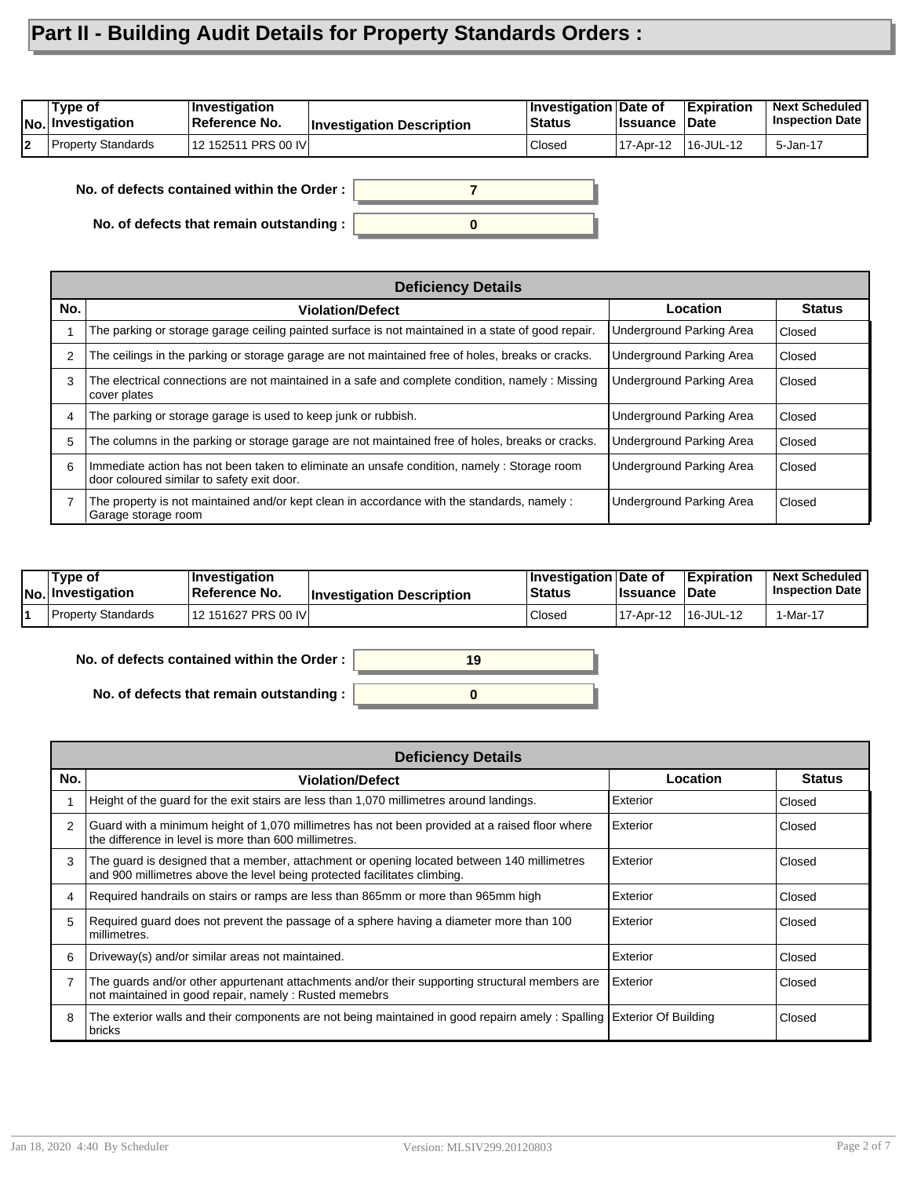# Part II - Building Audit Details for Property Standards Orders :

| No. | Type of Investigation | Investigation Reference No. | Investigation Description | Investigation Status | Date of Issuance | Expiration Date | Next Scheduled Inspection Date |
|---|---|---|---|---|---|---|---|
| 2 | Property Standards | 12 152511 PRS 00 IV | | Closed | 17-Apr-12 | 16-JUL-12 | 5-Jan-17 |

**No. of defects contained within the Order :** 7

**No. of defects that remain outstanding :** 0

| Deficiency Details | | | |
|---|---|---|---|
| **No.** | **Violation/Defect** | **Location** | **Status** |
| 1 | The parking or storage garage ceiling painted surface is not maintained in a state of good repair. | Underground Parking Area | Closed |
| 2 | The ceilings in the parking or storage garage are not maintained free of holes, breaks or cracks. | Underground Parking Area | Closed |
| 3 | The electrical connections are not maintained in a safe and complete condition, namely : Missing cover plates | Underground Parking Area | Closed |
| 4 | The parking or storage garage is used to keep junk or rubbish. | Underground Parking Area | Closed |
| 5 | The columns in the parking or storage garage are not maintained free of holes, breaks or cracks. | Underground Parking Area | Closed |
| 6 | Immediate action has not been taken to eliminate an unsafe condition, namely : Storage room door coloured similar to safety exit door. | Underground Parking Area | Closed |
| 7 | The property is not maintained and/or kept clean in accordance with the standards, namely : Garage storage room | Underground Parking Area | Closed |

| No. | Type of Investigation | Investigation Reference No. | Investigation Description | Investigation Status | Date of Issuance | Expiration Date | Next Scheduled Inspection Date |
|---|---|---|---|---|---|---|---|
| 1 | Property Standards | 12 151627 PRS 00 IV | | Closed | 17-Apr-12 | 16-JUL-12 | 1-Mar-17 |

**No. of defects contained within the Order :** 19

**No. of defects that remain outstanding :** 0

| Deficiency Details | | | |
|---|---|---|---|
| **No.** | **Violation/Defect** | **Location** | **Status** |
| 1 | Height of the guard for the exit stairs are less than 1,070 millimetres around landings. | Exterior | Closed |
| 2 | Guard with a minimum height of 1,070 millimetres has not been provided at a raised floor where the difference in level is more than 600 millimetres. | Exterior | Closed |
| 3 | The guard is designed that a member, attachment or opening located between 140 millimetres and 900 millimetres above the level being protected facilitates climbing. | Exterior | Closed |
| 4 | Required handrails on stairs or ramps are less than 865mm or more than 965mm high | Exterior | Closed |
| 5 | Required guard does not prevent the passage of a sphere having a diameter more than 100 millimetres. | Exterior | Closed |
| 6 | Driveway(s) and/or similar areas not maintained. | Exterior | Closed |
| 7 | The guards and/or other appurtenant attachments and/or their supporting structural members are not maintained in good repair, namely : Rusted memebrs | Exterior | Closed |
| 8 | The exterior walls and their components are not being maintained in good repairn amely : Spalling bricks | Exterior Of Building | Closed |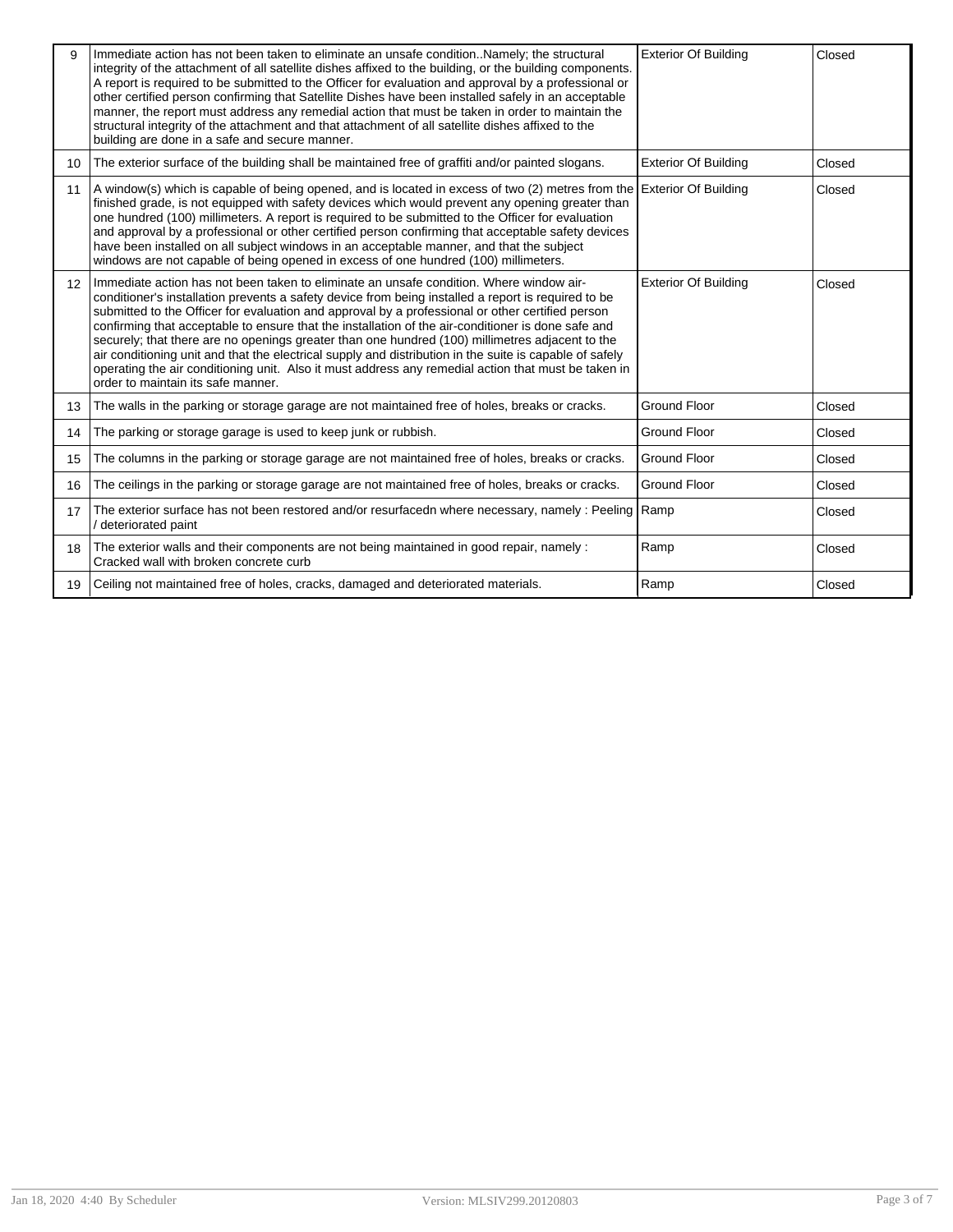| | | | |
|---|---|---|---|
| 9 | Immediate action has not been taken to eliminate an unsafe condition..Namely; the structural integrity of the attachment of all satellite dishes affixed to the building, or the building components. A report is required to be submitted to the Officer for evaluation and approval by a professional or other certified person confirming that Satellite Dishes have been installed safely in an acceptable manner, the report must address any remedial action that must be taken in order to maintain the structural integrity of the attachment and that attachment of all satellite dishes affixed to the building are done in a safe and secure manner. | Exterior Of Building | Closed |
| 10 | The exterior surface of the building shall be maintained free of graffiti and/or painted slogans. | Exterior Of Building | Closed |
| 11 | A window(s) which is capable of being opened, and is located in excess of two (2) metres from the finished grade, is not equipped with safety devices which would prevent any opening greater than one hundred (100) millimeters. A report is required to be submitted to the Officer for evaluation and approval by a professional or other certified person confirming that acceptable safety devices have been installed on all subject windows in an acceptable manner, and that the subject windows are not capable of being opened in excess of one hundred (100) millimeters. | Exterior Of Building | Closed |
| 12 | Immediate action has not been taken to eliminate an unsafe condition. Where window air-conditioner's installation prevents a safety device from being installed a report is required to be submitted to the Officer for evaluation and approval by a professional or other certified person confirming that acceptable to ensure that the installation of the air-conditioner is done safe and securely; that there are no openings greater than one hundred (100) millimetres adjacent to the air conditioning unit and that the electrical supply and distribution in the suite is capable of safely operating the air conditioning unit. Also it must address any remedial action that must be taken in order to maintain its safe manner. | Exterior Of Building | Closed |
| 13 | The walls in the parking or storage garage are not maintained free of holes, breaks or cracks. | Ground Floor | Closed |
| 14 | The parking or storage garage is used to keep junk or rubbish. | Ground Floor | Closed |
| 15 | The columns in the parking or storage garage are not maintained free of holes, breaks or cracks. | Ground Floor | Closed |
| 16 | The ceilings in the parking or storage garage are not maintained free of holes, breaks or cracks. | Ground Floor | Closed |
| 17 | The exterior surface has not been restored and/or resurfacedn where necessary, namely : Peeling / deteriorated paint | Ramp | Closed |
| 18 | The exterior walls and their components are not being maintained in good repair, namely : Cracked wall with broken concrete curb | Ramp | Closed |
| 19 | Ceiling not maintained free of holes, cracks, damaged and deteriorated materials. | Ramp | Closed |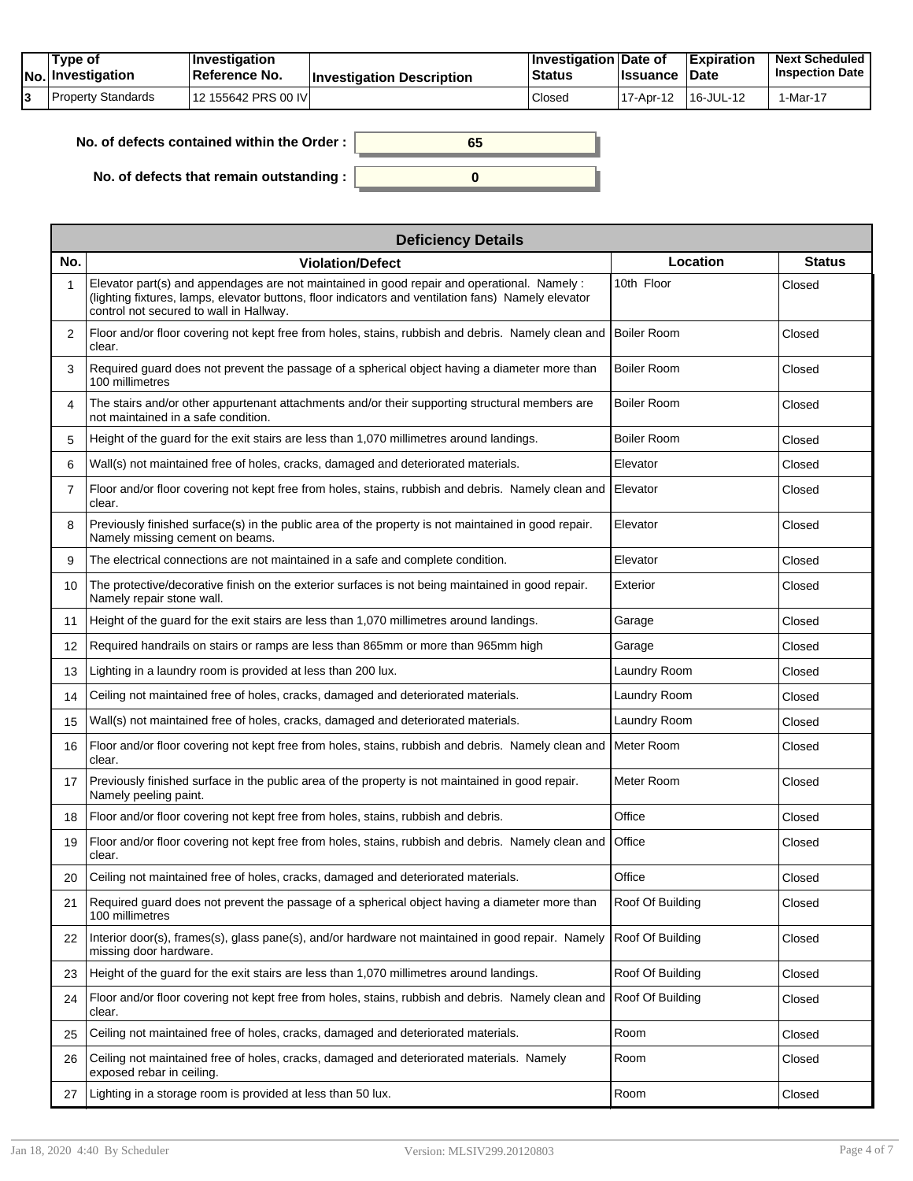| No. | Type of Investigation | Investigation Reference No. | Investigation Description | Investigation Status | Date of Issuance | Expiration Date | Next Scheduled Inspection Date |
|---|---|---|---|---|---|---|---|
| 3 | Property Standards | 12 155642 PRS 00 IV | | Closed | 17-Apr-12 | 16-JUL-12 | 1-Mar-17 |

**No. of defects contained within the Order :** 65

**No. of defects that remain outstanding :** 0

## Deficiency Details

| No. | Violation/Defect | Location | Status |
|---|---|---|---|
| 1 | Elevator part(s) and appendages are not maintained in good repair and operational. Namely : (lighting fixtures, lamps, elevator buttons, floor indicators and ventilation fans) Namely elevator control not secured to wall in Hallway. | 10th Floor | Closed |
| 2 | Floor and/or floor covering not kept free from holes, stains, rubbish and debris. Namely clean and clear. | Boiler Room | Closed |
| 3 | Required guard does not prevent the passage of a spherical object having a diameter more than 100 millimetres | Boiler Room | Closed |
| 4 | The stairs and/or other appurtenant attachments and/or their supporting structural members are not maintained in a safe condition. | Boiler Room | Closed |
| 5 | Height of the guard for the exit stairs are less than 1,070 millimetres around landings. | Boiler Room | Closed |
| 6 | Wall(s) not maintained free of holes, cracks, damaged and deteriorated materials. | Elevator | Closed |
| 7 | Floor and/or floor covering not kept free from holes, stains, rubbish and debris. Namely clean and clear. | Elevator | Closed |
| 8 | Previously finished surface(s) in the public area of the property is not maintained in good repair. Namely missing cement on beams. | Elevator | Closed |
| 9 | The electrical connections are not maintained in a safe and complete condition. | Elevator | Closed |
| 10 | The protective/decorative finish on the exterior surfaces is not being maintained in good repair. Namely repair stone wall. | Exterior | Closed |
| 11 | Height of the guard for the exit stairs are less than 1,070 millimetres around landings. | Garage | Closed |
| 12 | Required handrails on stairs or ramps are less than 865mm or more than 965mm high | Garage | Closed |
| 13 | Lighting in a laundry room is provided at less than 200 lux. | Laundry Room | Closed |
| 14 | Ceiling not maintained free of holes, cracks, damaged and deteriorated materials. | Laundry Room | Closed |
| 15 | Wall(s) not maintained free of holes, cracks, damaged and deteriorated materials. | Laundry Room | Closed |
| 16 | Floor and/or floor covering not kept free from holes, stains, rubbish and debris. Namely clean and clear. | Meter Room | Closed |
| 17 | Previously finished surface in the public area of the property is not maintained in good repair. Namely peeling paint. | Meter Room | Closed |
| 18 | Floor and/or floor covering not kept free from holes, stains, rubbish and debris. | Office | Closed |
| 19 | Floor and/or floor covering not kept free from holes, stains, rubbish and debris. Namely clean and clear. | Office | Closed |
| 20 | Ceiling not maintained free of holes, cracks, damaged and deteriorated materials. | Office | Closed |
| 21 | Required guard does not prevent the passage of a spherical object having a diameter more than 100 millimetres | Roof Of Building | Closed |
| 22 | Interior door(s), frames(s), glass pane(s), and/or hardware not maintained in good repair. Namely missing door hardware. | Roof Of Building | Closed |
| 23 | Height of the guard for the exit stairs are less than 1,070 millimetres around landings. | Roof Of Building | Closed |
| 24 | Floor and/or floor covering not kept free from holes, stains, rubbish and debris. Namely clean and clear. | Roof Of Building | Closed |
| 25 | Ceiling not maintained free of holes, cracks, damaged and deteriorated materials. | Room | Closed |
| 26 | Ceiling not maintained free of holes, cracks, damaged and deteriorated materials. Namely exposed rebar in ceiling. | Room | Closed |
| 27 | Lighting in a storage room is provided at less than 50 lux. | Room | Closed |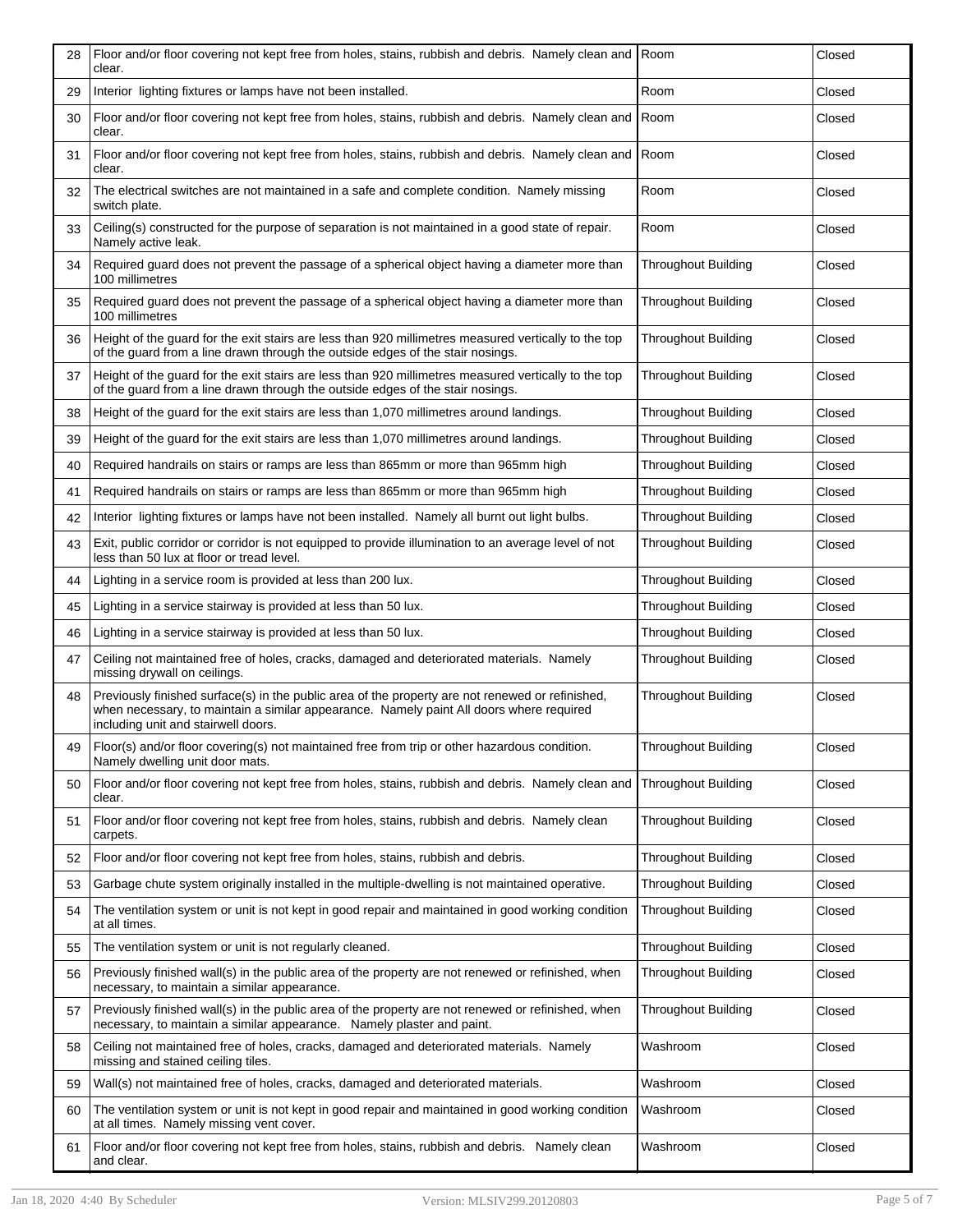| | | | |
|---|---|---|---|
| 28 | Floor and/or floor covering not kept free from holes, stains, rubbish and debris. Namely clean and clear. | Room | Closed |
| 29 | Interior lighting fixtures or lamps have not been installed. | Room | Closed |
| 30 | Floor and/or floor covering not kept free from holes, stains, rubbish and debris. Namely clean and clear. | Room | Closed |
| 31 | Floor and/or floor covering not kept free from holes, stains, rubbish and debris. Namely clean and clear. | Room | Closed |
| 32 | The electrical switches are not maintained in a safe and complete condition. Namely missing switch plate. | Room | Closed |
| 33 | Ceiling(s) constructed for the purpose of separation is not maintained in a good state of repair. Namely active leak. | Room | Closed |
| 34 | Required guard does not prevent the passage of a spherical object having a diameter more than 100 millimetres | Throughout Building | Closed |
| 35 | Required guard does not prevent the passage of a spherical object having a diameter more than 100 millimetres | Throughout Building | Closed |
| 36 | Height of the guard for the exit stairs are less than 920 millimetres measured vertically to the top of the guard from a line drawn through the outside edges of the stair nosings. | Throughout Building | Closed |
| 37 | Height of the guard for the exit stairs are less than 920 millimetres measured vertically to the top of the guard from a line drawn through the outside edges of the stair nosings. | Throughout Building | Closed |
| 38 | Height of the guard for the exit stairs are less than 1,070 millimetres around landings. | Throughout Building | Closed |
| 39 | Height of the guard for the exit stairs are less than 1,070 millimetres around landings. | Throughout Building | Closed |
| 40 | Required handrails on stairs or ramps are less than 865mm or more than 965mm high | Throughout Building | Closed |
| 41 | Required handrails on stairs or ramps are less than 865mm or more than 965mm high | Throughout Building | Closed |
| 42 | Interior lighting fixtures or lamps have not been installed. Namely all burnt out light bulbs. | Throughout Building | Closed |
| 43 | Exit, public corridor or corridor is not equipped to provide illumination to an average level of not less than 50 lux at floor or tread level. | Throughout Building | Closed |
| 44 | Lighting in a service room is provided at less than 200 lux. | Throughout Building | Closed |
| 45 | Lighting in a service stairway is provided at less than 50 lux. | Throughout Building | Closed |
| 46 | Lighting in a service stairway is provided at less than 50 lux. | Throughout Building | Closed |
| 47 | Ceiling not maintained free of holes, cracks, damaged and deteriorated materials. Namely missing drywall on ceilings. | Throughout Building | Closed |
| 48 | Previously finished surface(s) in the public area of the property are not renewed or refinished, when necessary, to maintain a similar appearance. Namely paint All doors where required including unit and stairwell doors. | Throughout Building | Closed |
| 49 | Floor(s) and/or floor covering(s) not maintained free from trip or other hazardous condition. Namely dwelling unit door mats. | Throughout Building | Closed |
| 50 | Floor and/or floor covering not kept free from holes, stains, rubbish and debris. Namely clean and clear. | Throughout Building | Closed |
| 51 | Floor and/or floor covering not kept free from holes, stains, rubbish and debris. Namely clean carpets. | Throughout Building | Closed |
| 52 | Floor and/or floor covering not kept free from holes, stains, rubbish and debris. | Throughout Building | Closed |
| 53 | Garbage chute system originally installed in the multiple-dwelling is not maintained operative. | Throughout Building | Closed |
| 54 | The ventilation system or unit is not kept in good repair and maintained in good working condition at all times. | Throughout Building | Closed |
| 55 | The ventilation system or unit is not regularly cleaned. | Throughout Building | Closed |
| 56 | Previously finished wall(s) in the public area of the property are not renewed or refinished, when necessary, to maintain a similar appearance. | Throughout Building | Closed |
| 57 | Previously finished wall(s) in the public area of the property are not renewed or refinished, when necessary, to maintain a similar appearance. Namely plaster and paint. | Throughout Building | Closed |
| 58 | Ceiling not maintained free of holes, cracks, damaged and deteriorated materials. Namely missing and stained ceiling tiles. | Washroom | Closed |
| 59 | Wall(s) not maintained free of holes, cracks, damaged and deteriorated materials. | Washroom | Closed |
| 60 | The ventilation system or unit is not kept in good repair and maintained in good working condition at all times. Namely missing vent cover. | Washroom | Closed |
| 61 | Floor and/or floor covering not kept free from holes, stains, rubbish and debris. Namely clean and clear. | Washroom | Closed |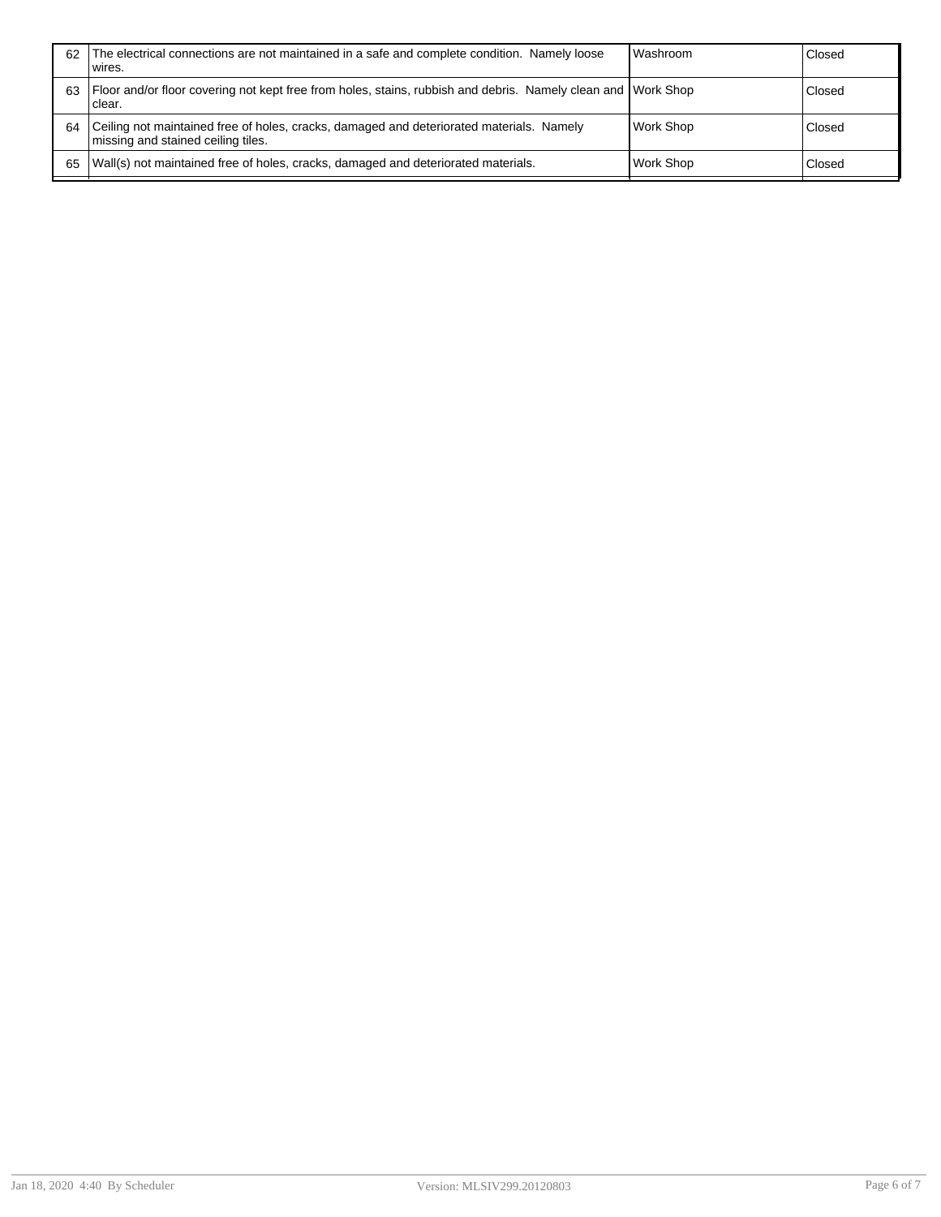| | | | |
|---|---|---|---|
| 62 | The electrical connections are not maintained in a safe and complete condition. Namely loose wires. | Washroom | Closed |
| 63 | Floor and/or floor covering not kept free from holes, stains, rubbish and debris. Namely clean and clear. | Work Shop | Closed |
| 64 | Ceiling not maintained free of holes, cracks, damaged and deteriorated materials. Namely missing and stained ceiling tiles. | Work Shop | Closed |
| 65 | Wall(s) not maintained free of holes, cracks, damaged and deteriorated materials. | Work Shop | Closed |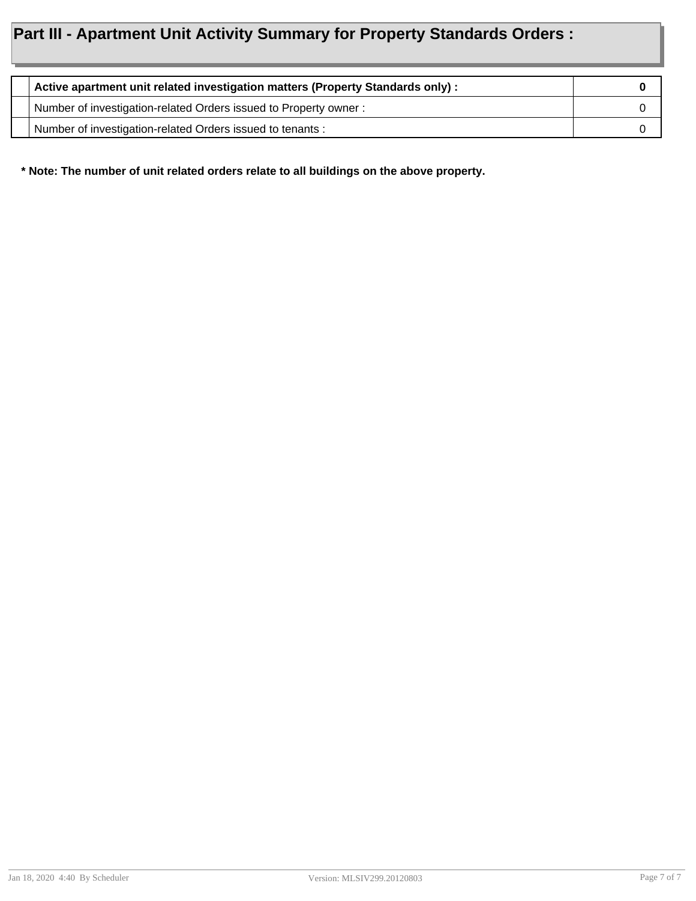## Part III - Apartment Unit Activity Summary for Property Standards Orders :

| | | |
|---|---|---|
| | **Active apartment unit related investigation matters (Property Standards only) :** | **0** |
| | Number of investigation-related Orders issued to Property owner : | 0 |
| | Number of investigation-related Orders issued to tenants : | 0 |

**\* Note: The number of unit related orders relate to all buildings on the above property.**

Jan 18, 2020 4:40 By Scheduler

Version: MLSIV299.20120803